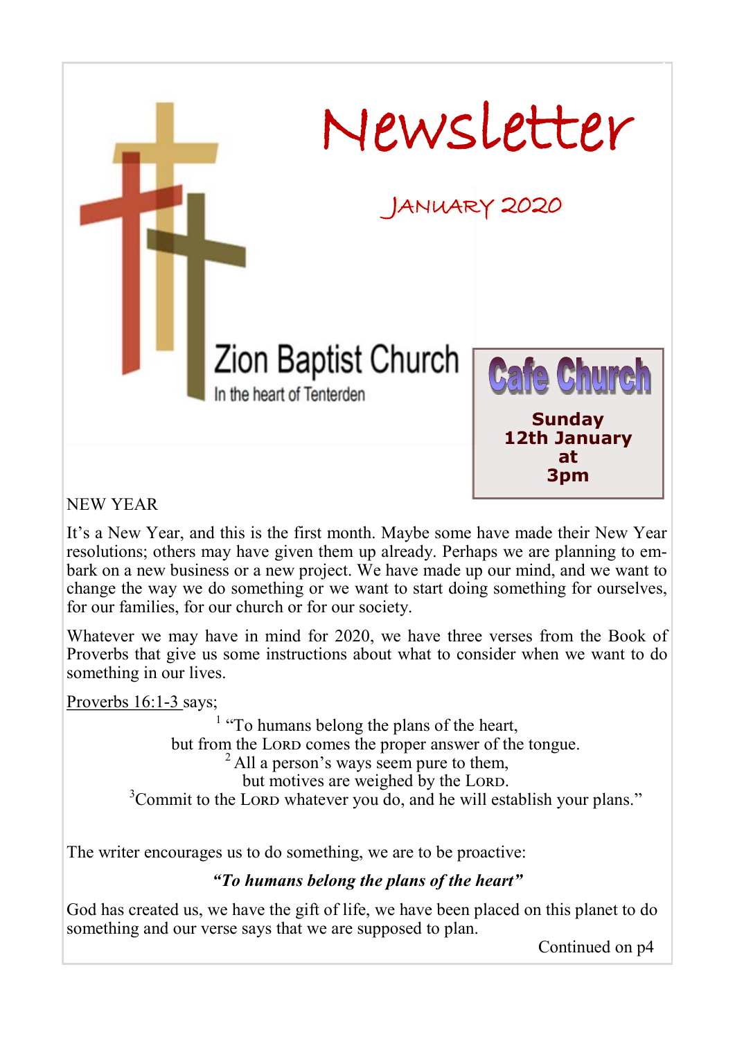# Newsletter

## January 2020

**Zion Baptist Church**

In the heart of Tenterden

**Cafe Church**

**Sunday 12th January at 3pm**

NEW YEAR

It's a New Year, and this is the first month. Maybe some have made their New Year resolutions; others may have given them up already. Perhaps we are planning to embark on a new business or a new project. We have made up our mind, and we want to change the way we do something or we want to start doing something for ourselves, for our families, for our church or for our society.

Whatever we may have in mind for 2020, we have three verses from the Book of Proverbs that give us some instructions about what to consider when we want to do something in our lives.

Proverbs 16:1-3 says;

[1] "To humans belong the plans of the heart,
but from the LORD comes the proper answer of the tongue.
[2] All a person's ways seem pure to them,
but motives are weighed by the LORD.
[3] Commit to the LORD whatever you do, and he will establish your plans."

The writer encourages us to do something, we are to be proactive:

***"To humans belong the plans of the heart"***

God has created us, we have the gift of life, we have been placed on this planet to do something and our verse says that we are supposed to plan.

Continued on p4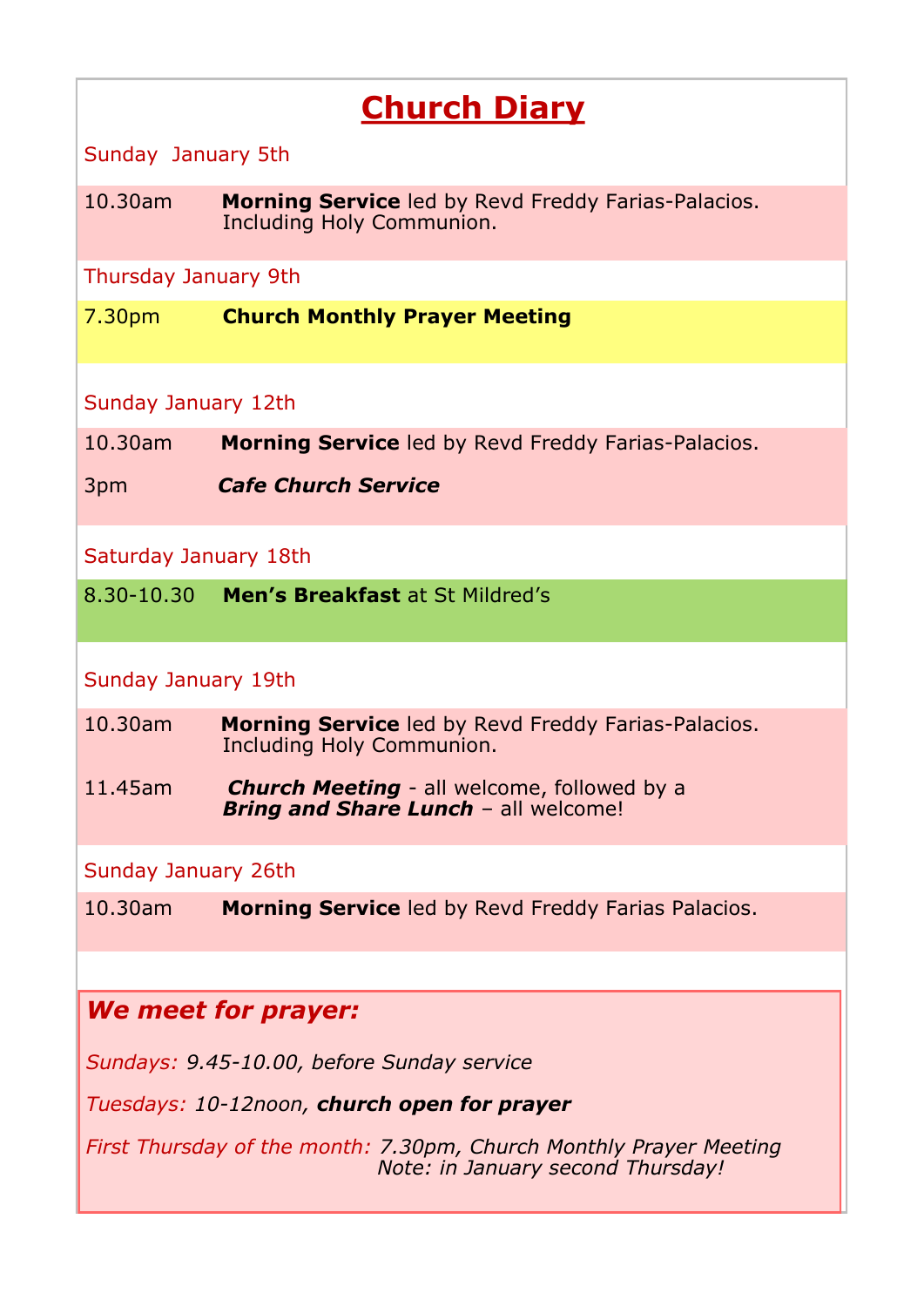# Church Diary

Sunday January 5th

10.30am **Morning Service** led by Revd Freddy Farias-Palacios. Including Holy Communion.

Thursday January 9th

7.30pm **Church Monthly Prayer Meeting**

Sunday January 12th

10.30am **Morning Service** led by Revd Freddy Farias-Palacios.

3pm ***Cafe Church Service***

Saturday January 18th

8.30-10.30 **Men's Breakfast** at St Mildred's

Sunday January 19th

10.30am **Morning Service** led by Revd Freddy Farias-Palacios. Including Holy Communion.

11.45am ***Church Meeting*** - all welcome, followed by a ***Bring and Share Lunch*** – all welcome!

Sunday January 26th

10.30am **Morning Service** led by Revd Freddy Farias Palacios.

## *We meet for prayer:*

*Sundays: 9.45-10.00, before Sunday service*

*Tuesdays: 10-12noon, **church open for prayer***

*First Thursday of the month: 7.30pm, Church Monthly Prayer Meeting*
*Note: in January second Thursday!*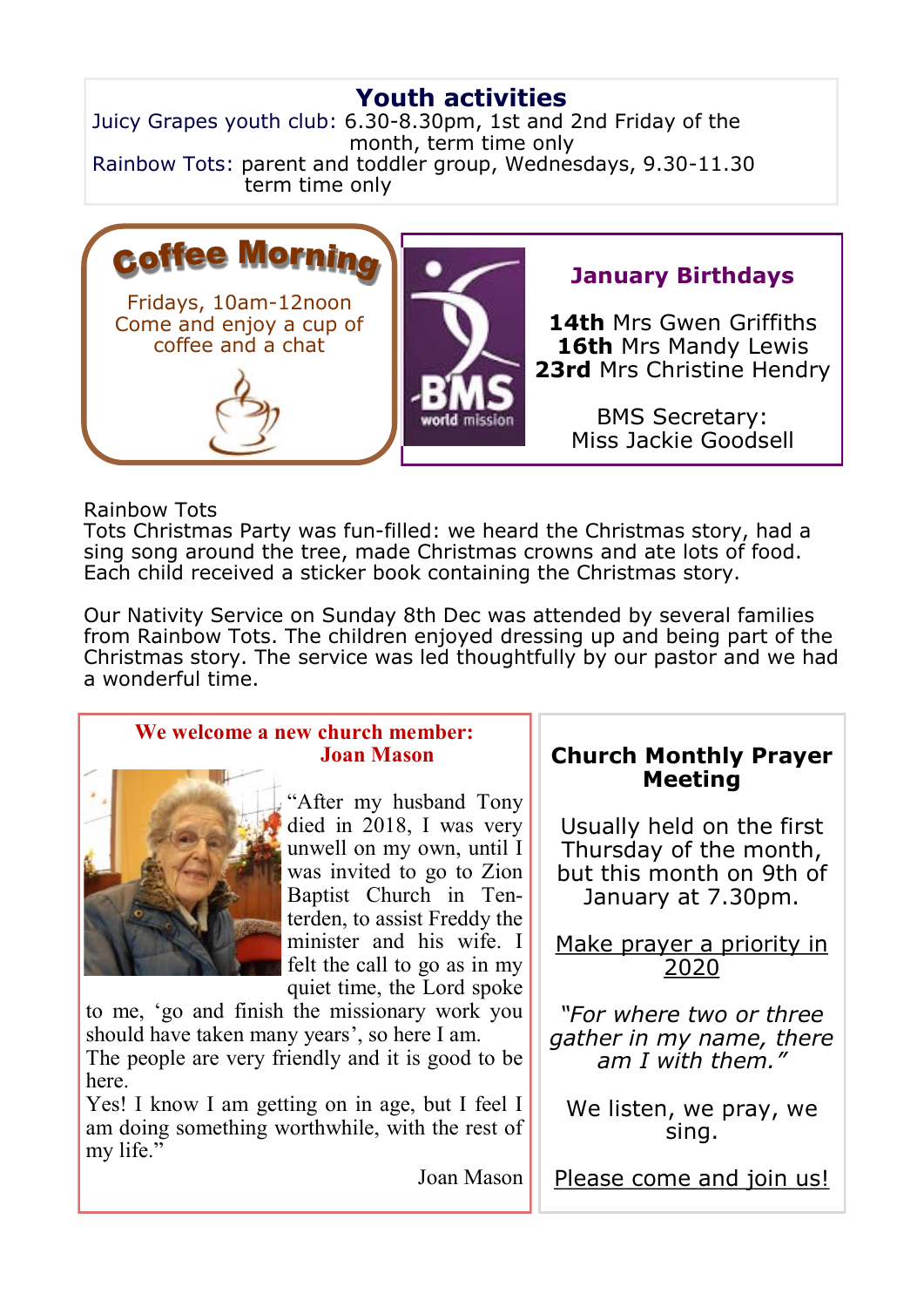## Youth activities

Juicy Grapes youth club: 6.30-8.30pm, 1st and 2nd Friday of the month, term time only

Rainbow Tots: parent and toddler group, Wednesdays, 9.30-11.30 term time only

## Coffee Morning

Fridays, 10am-12noon
Come and enjoy a cup of coffee and a chat

BMS world mission

## January Birthdays

**14th** Mrs Gwen Griffiths
**16th** Mrs Mandy Lewis
**23rd** Mrs Christine Hendry

BMS Secretary:
Miss Jackie Goodsell

Rainbow Tots
Tots Christmas Party was fun-filled: we heard the Christmas story, had a sing song around the tree, made Christmas crowns and ate lots of food. Each child received a sticker book containing the Christmas story.

Our Nativity Service on Sunday 8th Dec was attended by several families from Rainbow Tots. The children enjoyed dressing up and being part of the Christmas story. The service was led thoughtfully by our pastor and we had a wonderful time.

### We welcome a new church member: Joan Mason

"After my husband Tony died in 2018, I was very unwell on my own, until I was invited to go to Zion Baptist Church in Tenterden, to assist Freddy the minister and his wife. I felt the call to go as in my quiet time, the Lord spoke to me, 'go and finish the missionary work you should have taken many years', so here I am.
The people are very friendly and it is good to be here.
Yes! I know I am getting on in age, but I feel I am doing something worthwhile, with the rest of my life."

Joan Mason

### Church Monthly Prayer Meeting

Usually held on the first Thursday of the month, but this month on 9th of January at 7.30pm.

Make prayer a priority in 2020

*"For where two or three gather in my name, there am I with them."*

We listen, we pray, we sing.

Please come and join us!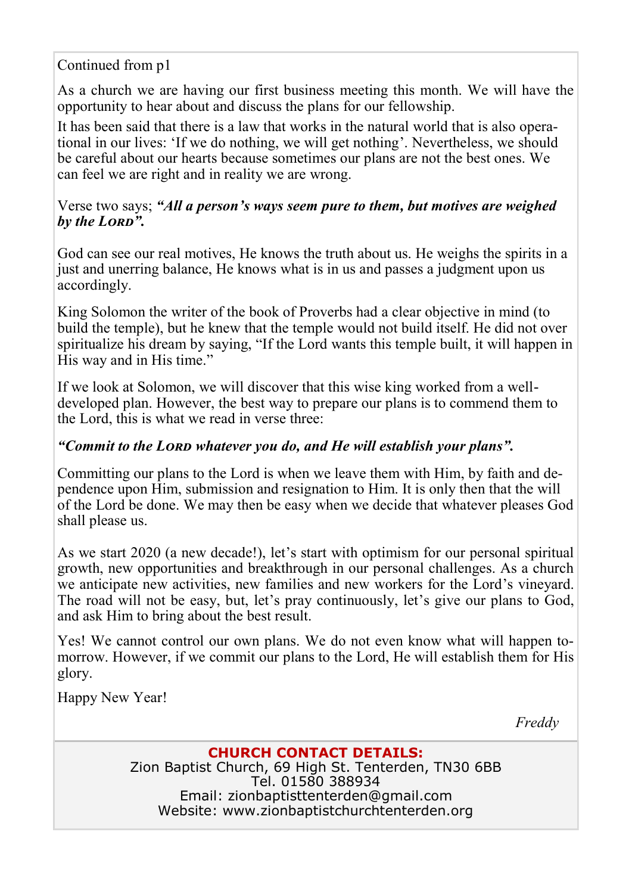Continued from p1

As a church we are having our first business meeting this month. We will have the opportunity to hear about and discuss the plans for our fellowship.

It has been said that there is a law that works in the natural world that is also operational in our lives: 'If we do nothing, we will get nothing'. Nevertheless, we should be careful about our hearts because sometimes our plans are not the best ones. We can feel we are right and in reality we are wrong.

Verse two says; ***"All a person's ways seem pure to them, but motives are weighed by the LORD".***

God can see our real motives, He knows the truth about us. He weighs the spirits in a just and unerring balance, He knows what is in us and passes a judgment upon us accordingly.

King Solomon the writer of the book of Proverbs had a clear objective in mind (to build the temple), but he knew that the temple would not build itself. He did not over spiritualize his dream by saying, "If the Lord wants this temple built, it will happen in His way and in His time."

If we look at Solomon, we will discover that this wise king worked from a well-developed plan. However, the best way to prepare our plans is to commend them to the Lord, this is what we read in verse three:

***"Commit to the LORD whatever you do, and He will establish your plans".***

Committing our plans to the Lord is when we leave them with Him, by faith and dependence upon Him, submission and resignation to Him. It is only then that the will of the Lord be done. We may then be easy when we decide that whatever pleases God shall please us.

As we start 2020 (a new decade!), let's start with optimism for our personal spiritual growth, new opportunities and breakthrough in our personal challenges. As a church we anticipate new activities, new families and new workers for the Lord's vineyard. The road will not be easy, but, let's pray continuously, let's give our plans to God, and ask Him to bring about the best result.

Yes! We cannot control our own plans. We do not even know what will happen tomorrow. However, if we commit our plans to the Lord, He will establish them for His glory.

Happy New Year!

*Freddy*

**CHURCH CONTACT DETAILS:**

Zion Baptist Church, 69 High St. Tenterden, TN30 6BB
Tel. 01580 388934
Email: zionbaptisttenterden@gmail.com
Website: www.zionbaptistchurchtenterden.org